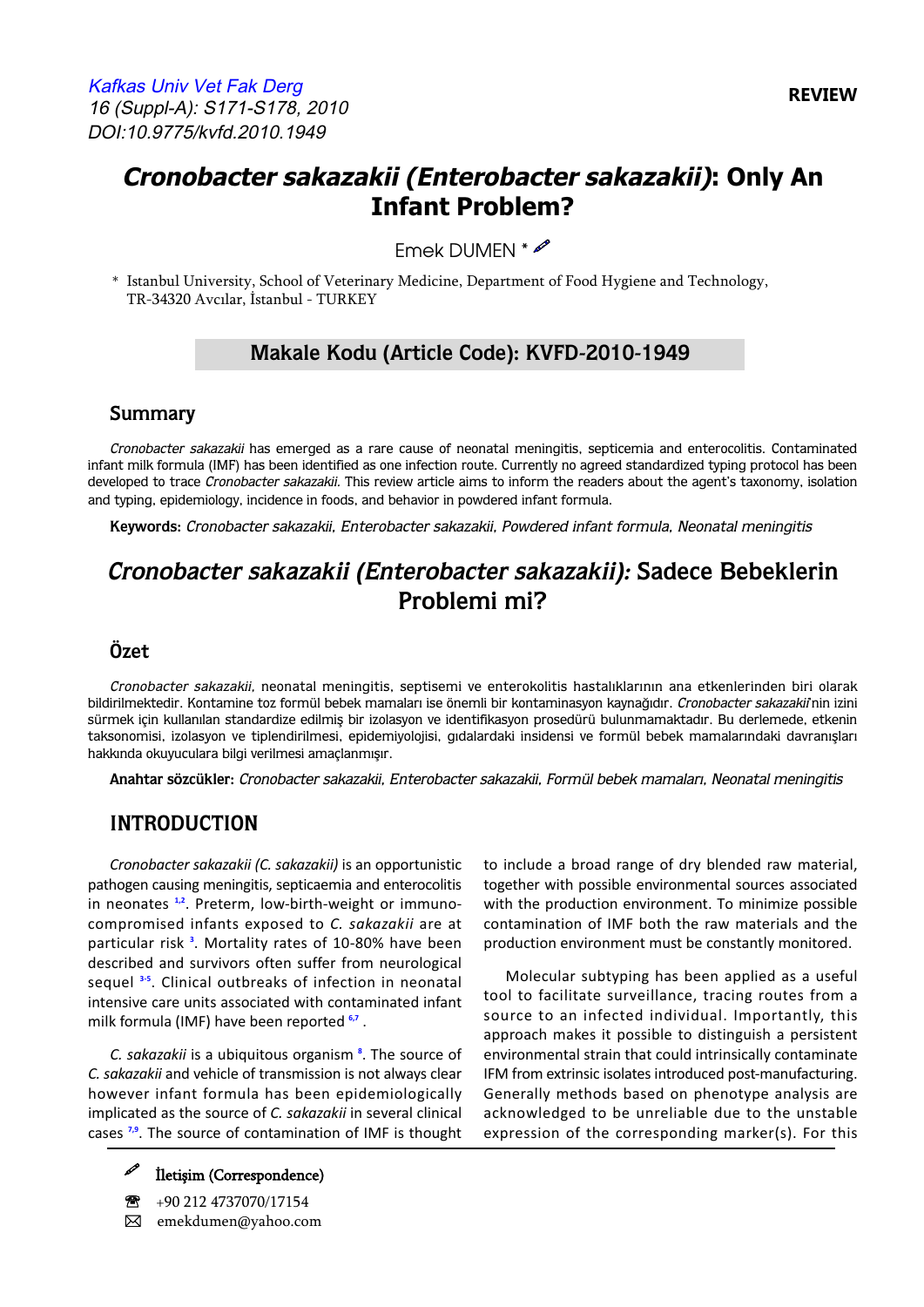REVIEW

# *Cronobacter sakazakii (Enterobacter sakazakii)*: Only An Infant Problem?

Emek DUMEN *

\* Istanbul University, School of Veterinary Medicine, Department of Food Hygiene and Technology, TR-34320 Avcılar, İstanbul - TURKEY

**Makale Kodu (Article Code): KVFD-2010-1949**

## Summary

*Cronobacter sakazakii* has emerged as a rare cause of neonatal meningitis, septicemia and enterocolitis. Contaminated infant milk formula (IMF) has been identified as one infection route. Currently no agreed standardized typing protocol has been developed to trace *Cronobacter sakazakii*. This review article aims to inform the readers about the agent's taxonomy, isolation and typing, epidemiology, incidence in foods, and behavior in powdered infant formula.

**Keywords:** *Cronobacter sakazakii, Enterobacter sakazakii, Powdered infant formula, Neonatal meningitis*

# *Cronobacter sakazakii (Enterobacter sakazakii):* Sadece Bebeklerin Problemi mi?

## Özet

*Cronobacter sakazakii*, neonatal meningitis, septisemi ve enterokolitis hastalıklarının ana etkenlerinden biri olarak bildirilmektedir. Kontamine toz formül bebek mamaları ise önemli bir kontaminasyon kaynağıdır. *Cronobacter sakazakii*'nin izini sürmek için kullanılan standardize edilmiş bir izolasyon ve identifikasyon prosedürü bulunmamaktadır. Bu derlemede, etkenin taksonomisi, izolasyon ve tiplendirilmesi, epidemiyolojisi, gıdalardaki insidensi ve formül bebek mamalarındaki davranışları hakkında okuyuculara bilgi verilmesi amaçlanmıştır.

**Anahtar sözcükler:** *Cronobacter sakazakii, Enterobacter sakazakii, Formül bebek mamaları, Neonatal meningitis*

## INTRODUCTION

*Cronobacter sakazakii (C. sakazakii)* is an opportunistic pathogen causing meningitis, septicaemia and enterocolitis in neonates [1,2]. Preterm, low-birth-weight or immuno-compromised infants exposed to *C. sakazakii* are at particular risk [3]. Mortality rates of 10-80% have been described and survivors often suffer from neurological sequel [3-5]. Clinical outbreaks of infection in neonatal intensive care units associated with contaminated infant milk formula (IMF) have been reported [6,7].

*C. sakazakii* is a ubiquitous organism [8]. The source of *C. sakazakii* and vehicle of transmission is not always clear however infant formula has been epidemiologically implicated as the source of *C. sakazakii* in several clinical cases [7,9]. The source of contamination of IMF is thought to include a broad range of dry blended raw material, together with possible environmental sources associated with the production environment. To minimize possible contamination of IMF both the raw materials and the production environment must be constantly monitored.

Molecular subtyping has been applied as a useful tool to facilitate surveillance, tracing routes from a source to an infected individual. Importantly, this approach makes it possible to distinguish a persistent environmental strain that could intrinsically contaminate IFM from extrinsic isolates introduced post-manufacturing. Generally methods based on phenotype analysis are acknowledged to be unreliable due to the unstable expression of the corresponding marker(s). For this

İletişim (Correspondence)

+90 212 4737070/17154

emekdumen@yahoo.com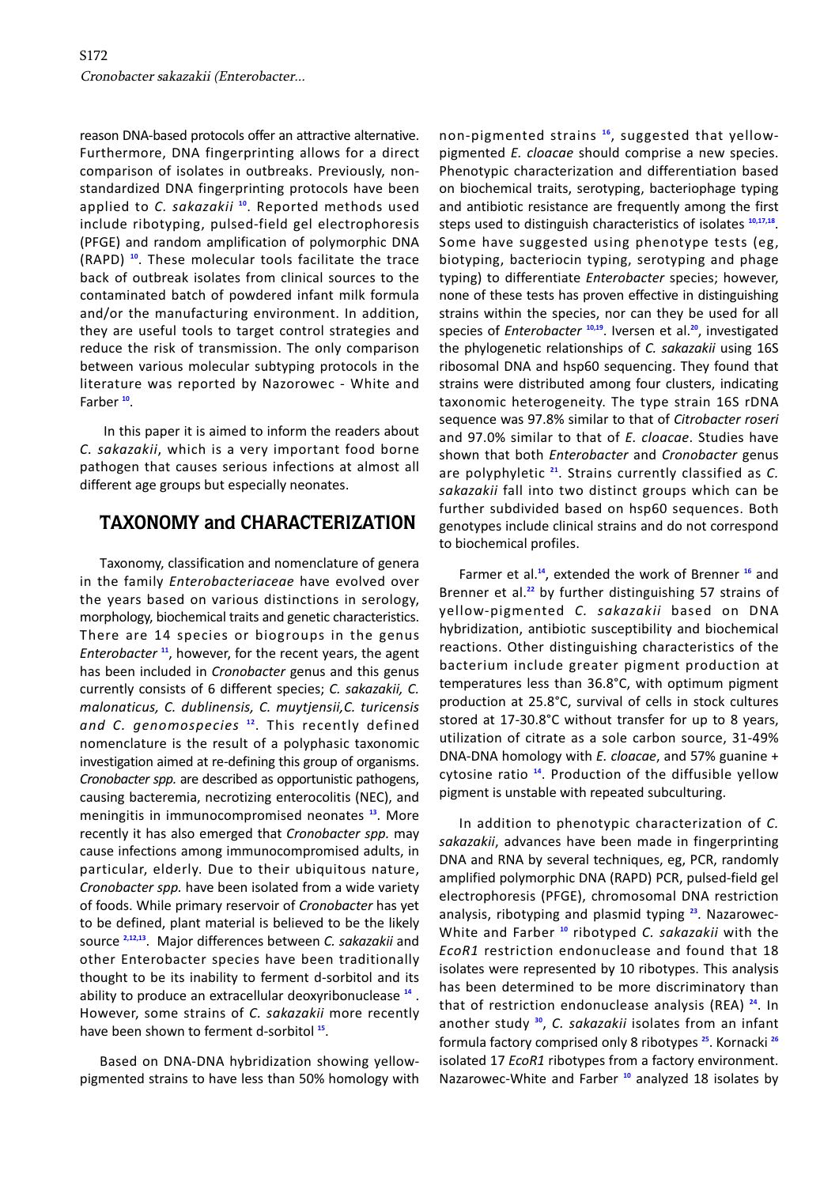reason DNA-based protocols offer an attractive alternative. Furthermore, DNA fingerprinting allows for a direct comparison of isolates in outbreaks. Previously, non-standardized DNA fingerprinting protocols have been applied to *C. sakazakii* [10]. Reported methods used include ribotyping, pulsed-field gel electrophoresis (PFGE) and random amplification of polymorphic DNA (RAPD) [10]. These molecular tools facilitate the trace back of outbreak isolates from clinical sources to the contaminated batch of powdered infant milk formula and/or the manufacturing environment. In addition, they are useful tools to target control strategies and reduce the risk of transmission. The only comparison between various molecular subtyping protocols in the literature was reported by Nazorowec - White and Farber [10].

In this paper it is aimed to inform the readers about *C. sakazakii*, which is a very important food borne pathogen that causes serious infections at almost all different age groups but especially neonates.

## TAXONOMY and CHARACTERIZATION

Taxonomy, classification and nomenclature of genera in the family *Enterobacteriaceae* have evolved over the years based on various distinctions in serology, morphology, biochemical traits and genetic characteristics. There are 14 species or biogroups in the genus *Enterobacter* [11], however, for the recent years, the agent has been included in *Cronobacter* genus and this genus currently consists of 6 different species; *C. sakazakii, C. malonaticus, C. dublinensis, C. muytjensii, C. turicensis and C. genomospecies* [12]. This recently defined nomenclature is the result of a polyphasic taxonomic investigation aimed at re-defining this group of organisms. *Cronobacter spp.* are described as opportunistic pathogens, causing bacteremia, necrotizing enterocolitis (NEC), and meningitis in immunocompromised neonates [13]. More recently it has also emerged that *Cronobacter spp.* may cause infections among immunocompromised adults, in particular, elderly. Due to their ubiquitous nature, *Cronobacter spp.* have been isolated from a wide variety of foods. While primary reservoir of *Cronobacter* has yet to be defined, plant material is believed to be the likely source [2,12,13]. Major differences between *C. sakazakii* and other Enterobacter species have been traditionally thought to be its inability to ferment d-sorbitol and its ability to produce an extracellular deoxyribonuclease [14]. However, some strains of *C. sakazakii* more recently have been shown to ferment d-sorbitol [15].

Based on DNA-DNA hybridization showing yellow-pigmented strains to have less than 50% homology with non-pigmented strains [16], suggested that yellow-pigmented *E. cloacae* should comprise a new species. Phenotypic characterization and differentiation based on biochemical traits, serotyping, bacteriophage typing and antibiotic resistance are frequently among the first steps used to distinguish characteristics of isolates [10,17,18]. Some have suggested using phenotype tests (eg, biotyping, bacteriocin typing, serotyping and phage typing) to differentiate *Enterobacter* species; however, none of these tests has proven effective in distinguishing strains within the species, nor can they be used for all species of *Enterobacter* [10,19]. Iversen et al.[20], investigated the phylogenetic relationships of *C. sakazakii* using 16S ribosomal DNA and hsp60 sequencing. They found that strains were distributed among four clusters, indicating taxonomic heterogeneity. The type strain 16S rDNA sequence was 97.8% similar to that of *Citrobacter roseri* and 97.0% similar to that of *E. cloacae*. Studies have shown that both *Enterobacter* and *Cronobacter* genus are polyphylic [21]. Strains currently classified as *C. sakazakii* fall into two distinct groups which can be further subdivided based on hsp60 sequences. Both genotypes include clinical strains and do not correspond to biochemical profiles.

Farmer et al.[14], extended the work of Brenner [16] and Brenner et al.[22] by further distinguishing 57 strains of yellow-pigmented *C. sakazakii* based on DNA hybridization, antibiotic susceptibility and biochemical reactions. Other distinguishing characteristics of the bacterium include greater pigment production at temperatures less than 36.8°C, with optimum pigment production at 25.8°C, survival of cells in stock cultures stored at 17-30.8°C without transfer for up to 8 years, utilization of citrate as a sole carbon source, 31-49% DNA-DNA homology with *E. cloacae*, and 57% guanine + cytosine ratio [14]. Production of the diffusible yellow pigment is unstable with repeated subculturing.

In addition to phenotypic characterization of *C. sakazakii*, advances have been made in fingerprinting DNA and RNA by several techniques, eg, PCR, randomly amplified polymorphic DNA (RAPD) PCR, pulsed-field gel electrophoresis (PFGE), chromosomal DNA restriction analysis, ribotyping and plasmid typing [23]. Nazarowec-White and Farber [10] ribotyped *C. sakazakii* with the *EcoR1* restriction endonuclease and found that 18 isolates were represented by 10 ribotypes. This analysis has been determined to be more discriminatory than that of restriction endonuclease analysis (REA) [24]. In another study [30], *C. sakazakii* isolates from an infant formula factory comprised only 8 ribotypes [25]. Kornacki [26] isolated 17 *EcoR1* ribotypes from a factory environment. Nazarowec-White and Farber [10] analyzed 18 isolates by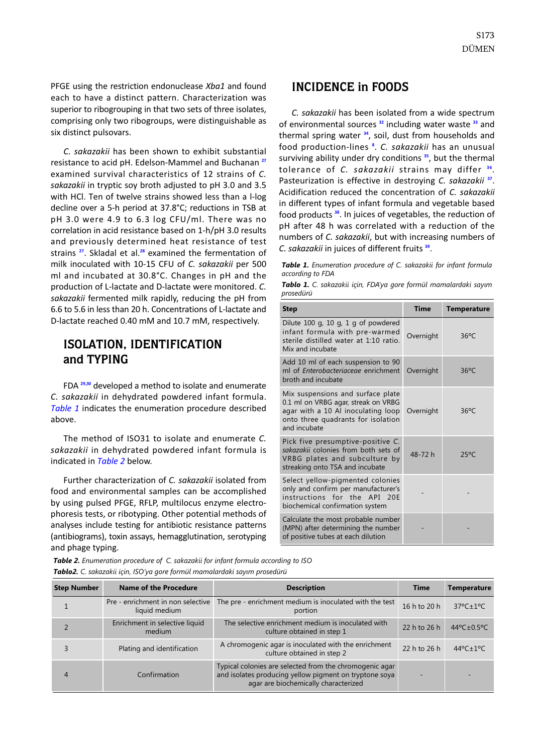PFGE using the restriction endonuclease *Xba1* and found each to have a distinct pattern. Characterization was superior to ribogrouping in that two sets of three isolates, comprising only two ribogroups, were distinguishable as six distinct pulsovars.

*C. sakazakii* has been shown to exhibit substantial resistance to acid pH. Edelson-Mammel and Buchanan [27] examined survival characteristics of 12 strains of *C. sakazakii* in tryptic soy broth adjusted to pH 3.0 and 3.5 with HCl. Ten of twelve strains showed less than a l-log decline over a 5-h period at 37.8°C; reductions in TSB at pH 3.0 were 4.9 to 6.3 log CFU/ml. There was no correlation in acid resistance based on 1-h/pH 3.0 results and previously determined heat resistance of test strains [27]. Skladal et al.[28] examined the fermentation of milk inoculated with 10-15 CFU of *C. sakazakii* per 500 ml and incubated at 30.8°C. Changes in pH and the production of L-lactate and D-lactate were monitored. *C. sakazakii* fermented milk rapidly, reducing the pH from 6.6 to 5.6 in less than 20 h. Concentrations of L-lactate and D-lactate reached 0.40 mM and 10.7 mM, respectively.

## ISOLATION, IDENTIFICATION and TYPING

FDA [29,30] developed a method to isolate and enumerate *C. sakazakii* in dehydrated powdered infant formula. Table 1 indicates the enumeration procedure described above.

The method of ISO31 to isolate and enumerate *C. sakazakii* in dehydrated powdered infant formula is indicated in Table 2 below.

Further characterization of *C. sakazakii* isolated from food and environmental samples can be accomplished by using pulsed PFGE, RFLP, multilocus enzyme electrophoresis tests, or ribotyping. Other potential methods of analyses include testing for antibiotic resistance patterns (antibiograms), toxin assays, hemagglutination, serotyping and phage typing.

## INCIDENCE in FOODS

*C. sakazakii* has been isolated from a wide spectrum of environmental sources [32] including water waste [33] and thermal spring water [34], soil, dust from households and food production-lines [8]. *C. sakazakii* has an unusual surviving ability under dry conditions [35], but the thermal tolerance of *C. sakazakii* strains may differ [36]. Pasteurization is effective in destroying *C. sakazakii* [37]. Acidification reduced the concentration of *C. sakazakii* in different types of infant formula and vegetable based food products [38]. In juices of vegetables, the reduction of pH after 48 h was correlated with a reduction of the numbers of *C. sakazakii*, but with increasing numbers of *C. sakazakii* in juices of different fruits [39].

***Table 1.*** *Enumeration procedure of C. sakazakii for infant formula according to FDA*

***Tablo 1.*** *C. sakazakii için, FDA'ya gore formül mamalardaki sayım prosedürü*

| Step | Time | Temperature |
|---|---|---|
| Dilute 100 g, 10 g, 1 g of powdered infant formula with pre-warmed sterile distilled water at 1:10 ratio. Mix and incubate | Overnight | 36ºC |
| Add 10 ml of each suspension to 90 ml of *Enterobacteriaceae* enrichment broth and incubate | Overnight | 36ºC |
| Mix suspensions and surface plate 0.1 ml on VRBG agar, streak on VRBG agar with a 10 Al inoculating loop onto three quadrants for isolation and incubate | Overnight | 36ºC |
| Pick five presumptive-positive *C. sakazakii* colonies from both sets of VRBG plates and subculture by streaking onto TSA and incubate | 48-72 h | 25ºC |
| Select yellow-pigmented colonies only and confirm per manufacturer's instructions for the API 20E biochemical confirmation system | - | - |
| Calculate the most probable number (MPN) after determining the number of positive tubes at each dilution | - | - |

***Table 2.*** *Enumeration procedure of C. sakazakii for infant formula according to ISO*

***Tablo2.*** *C. sakazakii için, ISO'ya gore formül mamalardaki sayım prosedürü*

| Step Number | Name of the Procedure | Description | Time | Temperature |
|---|---|---|---|---|
| 1 | Pre - enrichment in non selective liquid medium | The pre - enrichment medium is inoculated with the test portion | 16 h to 20 h | 37ºC±1ºC |
| 2 | Enrichment in selective liquid medium | The selective enrichment medium is inoculated with culture obtained in step 1 | 22 h to 26 h | 44ºC±0.5ºC |
| 3 | Plating and identification | A chromogenic agar is inoculated with the enrichment culture obtained in step 2 | 22 h to 26 h | 44ºC±1ºC |
| 4 | Confirmation | Typical colonies are selected from the chromogenic agar and isolates producing yellow pigment on tryptone soya agar are biochemically characterized | - | - |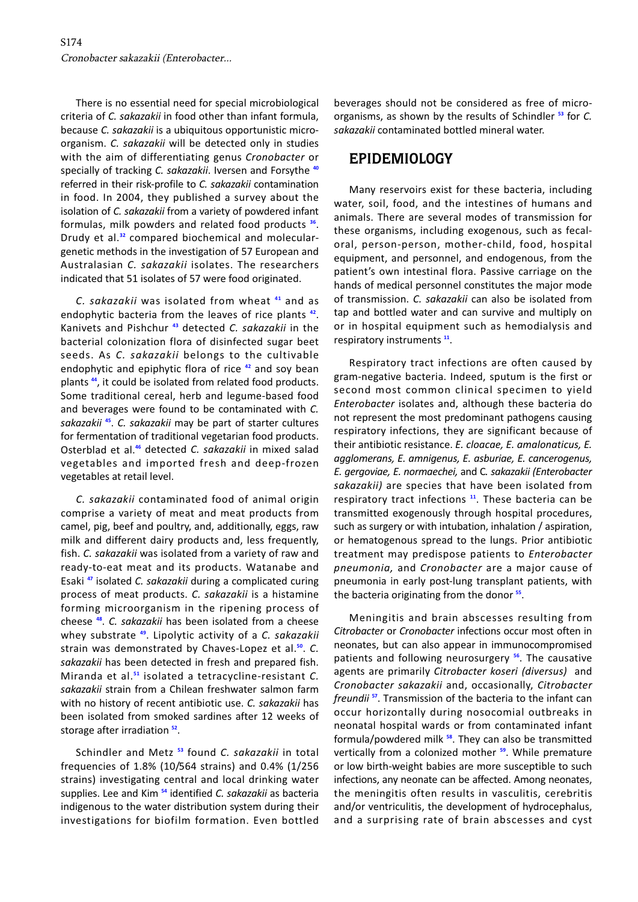There is no essential need for special microbiological criteria of *C. sakazakii* in food other than infant formula, because *C. sakazakii* is a ubiquitous opportunistic microorganism. *C. sakazakii* will be detected only in studies with the aim of differentiating genus *Cronobacter* or specially of tracking *C. sakazakii*. Iversen and Forsythe [40] referred in their risk-profile to *C. sakazakii* contamination in food. In 2004, they published a survey about the isolation of *C. sakazakii* from a variety of powdered infant formulas, milk powders and related food products [36]. Drudy et al.[32] compared biochemical and molecular-genetic methods in the investigation of 57 European and Australasian *C. sakazakii* isolates. The researchers indicated that 51 isolates of 57 were food originated.

*C. sakazakii* was isolated from wheat [41] and as endophytic bacteria from the leaves of rice plants [42]. Kanivets and Pishchur [43] detected *C. sakazakii* in the bacterial colonization flora of disinfected sugar beet seeds. As *C. sakazakii* belongs to the cultivable endophytic and epiphytic flora of rice [42] and soy bean plants [44], it could be isolated from related food products. Some traditional cereal, herb and legume-based food and beverages were found to be contaminated with *C. sakazakii* [45]. *C. sakazakii* may be part of starter cultures for fermentation of traditional vegetarian food products. Osterblad et al.[46] detected *C. sakazakii* in mixed salad vegetables and imported fresh and deep-frozen vegetables at retail level.

*C. sakazakii* contaminated food of animal origin comprise a variety of meat and meat products from camel, pig, beef and poultry, and, additionally, eggs, raw milk and different dairy products and, less frequently, fish. *C. sakazakii* was isolated from a variety of raw and ready-to-eat meat and its products. Watanabe and Esaki [47] isolated *C. sakazakii* during a complicated curing process of meat products. *C. sakazakii* is a histamine forming microorganism in the ripening process of cheese [48]. *C. sakazakii* has been isolated from a cheese whey substrate [49]. Lipolytic activity of a *C. sakazakii* strain was demonstrated by Chaves-Lopez et al.[50]. *C. sakazakii* has been detected in fresh and prepared fish. Miranda et al.[51] isolated a tetracycline-resistant *C. sakazakii* strain from a Chilean freshwater salmon farm with no history of recent antibiotic use. *C. sakazakii* has been isolated from smoked sardines after 12 weeks of storage after irradiation [52].

Schindler and Metz [53] found *C. sakazakii* in total frequencies of 1.8% (10/564 strains) and 0.4% (1/256 strains) investigating central and local drinking water supplies. Lee and Kim [54] identified *C. sakazakii* as bacteria indigenous to the water distribution system during their investigations for biofilm formation. Even bottled beverages should not be considered as free of microorganisms, as shown by the results of Schindler [53] for *C. sakazakii* contaminated bottled mineral water.

## EPIDEMIOLOGY

Many reservoirs exist for these bacteria, including water, soil, food, and the intestines of humans and animals. There are several modes of transmission for these organisms, including exogenous, such as fecal-oral, person-person, mother-child, food, hospital equipment, and personnel, and endogenous, from the patient's own intestinal flora. Passive carriage on the hands of medical personnel constitutes the major mode of transmission. *C. sakazakii* can also be isolated from tap and bottled water and can survive and multiply on or in hospital equipment such as hemodialysis and respiratory instruments [11].

Respiratory tract infections are often caused by gram-negative bacteria. Indeed, sputum is the first or second most common clinical specimen to yield *Enterobacter* isolates and, although these bacteria do not represent the most predominant pathogens causing respiratory infections, they are significant because of their antibiotic resistance. *E. cloacae, E. amalonaticus, E. agglomerans, E. amnigenus, E. asburiae, E. cancerogenus, E. gergoviae, E. normaechei,* and *C. sakazakii (Enterobacter sakazakii)* are species that have been isolated from respiratory tract infections [11]. These bacteria can be transmitted exogenously through hospital procedures, such as surgery or with intubation, inhalation / aspiration, or hematogenous spread to the lungs. Prior antibiotic treatment may predispose patients to *Enterobacter pneumonia,* and *Cronobacter* are a major cause of pneumonia in early post-lung transplant patients, with the bacteria originating from the donor [55].

Meningitis and brain abscesses resulting from *Citrobacter* or *Cronobacter* infections occur most often in neonates, but can also appear in immunocompromised patients and following neurosurgery [56]. The causative agents are primarily *Citrobacter koseri (diversus)* and *Cronobacter sakazakii* and, occasionally, *Citrobacter freundii* [57]. Transmission of the bacteria to the infant can occur horizontally during nosocomial outbreaks in neonatal hospital wards or from contaminated infant formula/powdered milk [58]. They can also be transmitted vertically from a colonized mother [59]. While premature or low birth-weight babies are more susceptible to such infections, any neonate can be affected. Among neonates, the meningitis often results in vasculitis, cerebritis and/or ventriculitis, the development of hydrocephalus, and a surprising rate of brain abscesses and cyst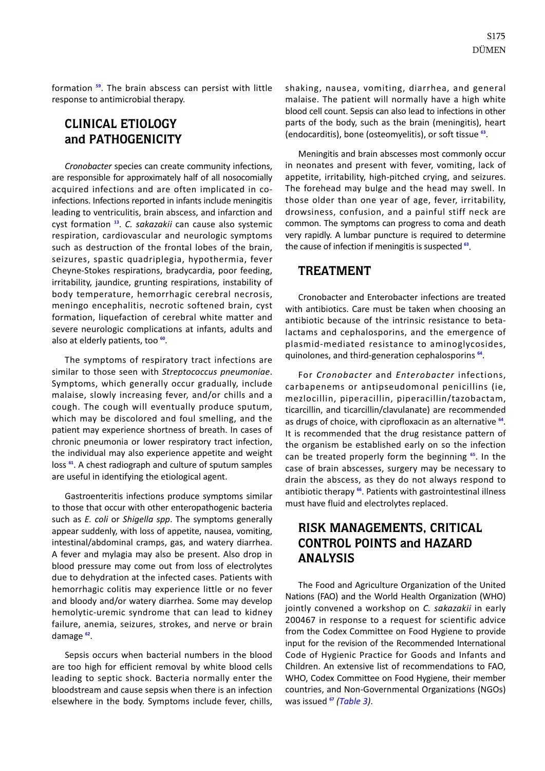formation [59]. The brain abscess can persist with little response to antimicrobial therapy.

## CLINICAL ETIOLOGY and PATHOGENICITY

*Cronobacter* species can create community infections, are responsible for approximately half of all nosocomially acquired infections and are often implicated in co-infections. Infections reported in infants include meningitis leading to ventriculitis, brain abscess, and infarction and cyst formation [13]. *C. sakazakii* can cause also systemic respiration, cardiovascular and neurologic symptoms such as destruction of the frontal lobes of the brain, seizures, spastic quadriplegia, hypothermia, fever Cheyne-Stokes respirations, bradycardia, poor feeding, irritability, jaundice, grunting respirations, instability of body temperature, hemorrhagic cerebral necrosis, meningo encephalitis, necrotic softened brain, cyst formation, liquefaction of cerebral white matter and severe neurologic complications at infants, adults and also at elderly patients, too [60].

The symptoms of respiratory tract infections are similar to those seen with *Streptococcus pneumoniae*. Symptoms, which generally occur gradually, include malaise, slowly increasing fever, and/or chills and a cough. The cough will eventually produce sputum, which may be discolored and foul smelling, and the patient may experience shortness of breath. In cases of chronic pneumonia or lower respiratory tract infection, the individual may also experience appetite and weight loss [61]. A chest radiograph and culture of sputum samples are useful in identifying the etiological agent.

Gastroenteritis infections produce symptoms similar to those that occur with other enteropathogenic bacteria such as *E. coli* or *Shigella spp*. The symptoms generally appear suddenly, with loss of appetite, nausea, vomiting, intestinal/abdominal cramps, gas, and watery diarrhea. A fever and mylagia may also be present. Also drop in blood pressure may come out from loss of electrolytes due to dehydration at the infected cases. Patients with hemorrhagic colitis may experience little or no fever and bloody and/or watery diarrhea. Some may develop hemolytic-uremic syndrome that can lead to kidney failure, anemia, seizures, strokes, and nerve or brain damage [62].

Sepsis occurs when bacterial numbers in the blood are too high for efficient removal by white blood cells leading to septic shock. Bacteria normally enter the bloodstream and cause sepsis when there is an infection elsewhere in the body. Symptoms include fever, chills, shaking, nausea, vomiting, diarrhea, and general malaise. The patient will normally have a high white blood cell count. Sepsis can also lead to infections in other parts of the body, such as the brain (meningitis), heart (endocarditis), bone (osteomyelitis), or soft tissue [63].

Meningitis and brain abscesses most commonly occur in neonates and present with fever, vomiting, lack of appetite, irritability, high-pitched crying, and seizures. The forehead may bulge and the head may swell. In those older than one year of age, fever, irritability, drowsiness, confusion, and a painful stiff neck are common. The symptoms can progress to coma and death very rapidly. A lumbar puncture is required to determine the cause of infection if meningitis is suspected [63].

## TREATMENT

Cronobacter and Enterobacter infections are treated with antibiotics. Care must be taken when choosing an antibiotic because of the intrinsic resistance to beta-lactams and cephalosporins, and the emergence of plasmid-mediated resistance to aminoglycosides, quinolones, and third-generation cephalosporins [64].

For *Cronobacter* and *Enterobacter* infections, carbapenems or antipseudomonal penicillins (ie, mezlocillin, piperacillin, piperacillin/tazobactam, ticarcillin, and ticarcillin/clavulanate) are recommended as drugs of choice, with ciprofloxacin as an alternative [64]. It is recommended that the drug resistance pattern of the organism be established early on so the infection can be treated properly form the beginning [65]. In the case of brain abscesses, surgery may be necessary to drain the abscess, as they do not always respond to antibiotic therapy [66]. Patients with gastrointestinal illness must have fluid and electrolytes replaced.

## RISK MANAGEMENTS, CRITICAL CONTROL POINTS and HAZARD ANALYSIS

The Food and Agriculture Organization of the United Nations (FAO) and the World Health Organization (WHO) jointly convened a workshop on *C. sakazakii* in early 200467 in response to a request for scientific advice from the Codex Committee on Food Hygiene to provide input for the revision of the Recommended International Code of Hygienic Practice for Goods and Infants and Children. An extensive list of recommendations to FAO, WHO, Codex Committee on Food Hygiene, their member countries, and Non-Governmental Organizations (NGOs) was issued [67] *(Table 3)*.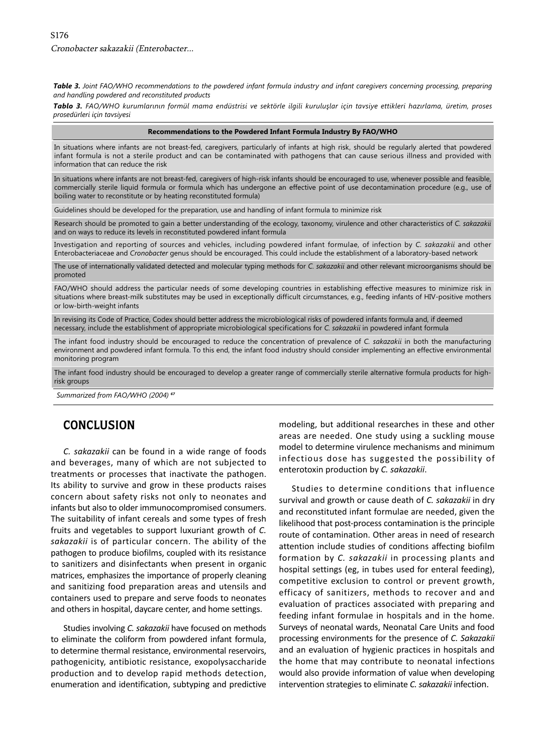***Table 3.*** *Joint FAO/WHO recommendations to the powdered infant formula industry and infant caregivers concerning processing, preparing and handling powdered and reconstituted products*

***Tablo 3.*** *FAO/WHO kurumlarının formül mama endüstrisi ve sektörle ilgili kuruluşlar için tavsiye ettikleri hazırlama, üretim, proses prosedürleri için tavsiyesi*

| **Recommendations to the Powdered Infant Formula Industry By FAO/WHO** |
|---|
| In situations where infants are not breast-fed, caregivers, particularly of infants at high risk, should be regularly alerted that powdered infant formula is not a sterile product and can be contaminated with pathogens that can cause serious illness and provided with information that can reduce the risk |
| In situations where infants are not breast-fed, caregivers of high-risk infants should be encouraged to use, whenever possible and feasible, commercially sterile liquid formula or formula which has undergone an effective point of use decontamination procedure (e.g., use of boiling water to reconstitute or by heating reconstituted formula) |
| Guidelines should be developed for the preparation, use and handling of infant formula to minimize risk |
| Research should be promoted to gain a better understanding of the ecology, taxonomy, virulence and other characteristics of *C. sakazakii* and on ways to reduce its levels in reconstituted powdered infant formula |
| Investigation and reporting of sources and vehicles, including powdered infant formulae, of infection by *C. sakazakii* and other Enterobacteriaceae and *Cronobacter* genus should be encouraged. This could include the establishment of a laboratory-based network |
| The use of internationally validated detected and molecular typing methods for *C. sakazakii* and other relevant microorganisms should be promoted |
| FAO/WHO should address the particular needs of some developing countries in establishing effective measures to minimize risk in situations where breast-milk substitutes may be used in exceptionally difficult circumstances, e.g., feeding infants of HIV-positive mothers or low-birth-weight infants |
| In revising its Code of Practice, Codex should better address the microbiological risks of powdered infants formula and, if deemed necessary, include the establishment of appropriate microbiological specifications for *C. sakazakii* in powdered infant formula |
| The infant food industry should be encouraged to reduce the concentration of prevalence of *C. sakazakii* in both the manufacturing environment and powdered infant formula. To this end, the infant food industry should consider implementing an effective environmental monitoring program |
| The infant food industry should be encouraged to develop a greater range of commercially sterile alternative formula products for high-risk groups |

*Summarized from FAO/WHO (2004)* [67]

## CONCLUSION

*C. sakazakii* can be found in a wide range of foods and beverages, many of which are not subjected to treatments or processes that inactivate the pathogen. Its ability to survive and grow in these products raises concern about safety risks not only to neonates and infants but also to older immunocompromised consumers. The suitability of infant cereals and some types of fresh fruits and vegetables to support luxuriant growth of *C. sakazakii* is of particular concern. The ability of the pathogen to produce biofilms, coupled with its resistance to sanitizers and disinfectants when present in organic matrices, emphasizes the importance of properly cleaning and sanitizing food preparation areas and utensils and containers used to prepare and serve foods to neonates and others in hospital, daycare center, and home settings.

Studies involving *C. sakazakii* have focused on methods to eliminate the coliform from powdered infant formula, to determine thermal resistance, environmental reservoirs, pathogenicity, antibiotic resistance, exopolysaccharide production and to develop rapid methods detection, enumeration and identification, subtyping and predictive modeling, but additional researches in these and other areas are needed. One study using a suckling mouse model to determine virulence mechanisms and minimum infectious dose has suggested the possibility of enterotoxin production by *C. sakazakii*.

Studies to determine conditions that influence survival and growth or cause death of *C. sakazakii* in dry and reconstituted infant formulae are needed, given the likelihood that post-process contamination is the principle route of contamination. Other areas in need of research attention include studies of conditions affecting biofilm formation by *C. sakazakii* in processing plants and hospital settings (eg, in tubes used for enteral feeding), competitive exclusion to control or prevent growth, efficacy of sanitizers, methods to recover and and evaluation of practices associated with preparing and feeding infant formulae in hospitals and in the home. Surveys of neonatal wards, Neonatal Care Units and food processing environments for the presence of *C. Sakazakii* and an evaluation of hygienic practices in hospitals and the home that may contribute to neonatal infections would also provide information of value when developing intervention strategies to eliminate *C. sakazakii* infection.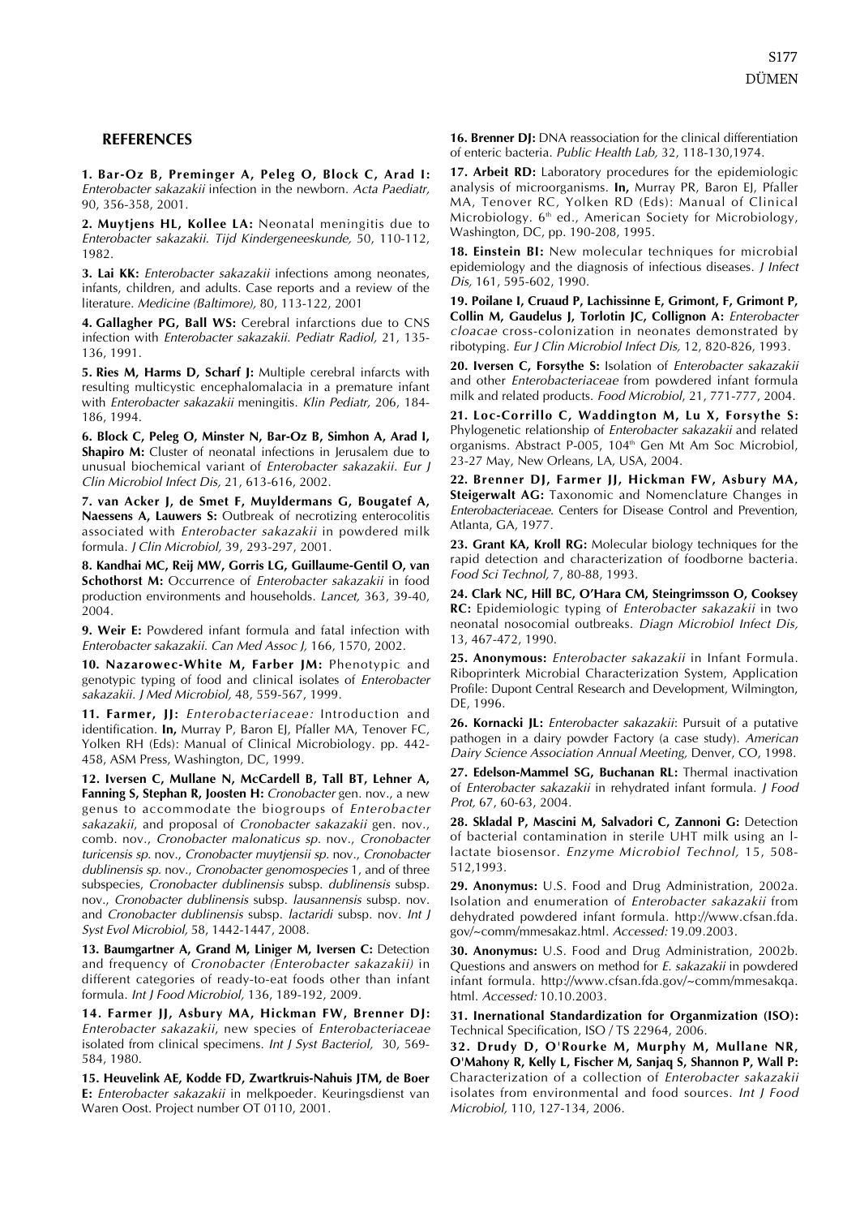## REFERENCES

**1. Bar-Oz B, Preminger A, Peleg O, Block C, Arad I:** *Enterobacter sakazakii* infection in the newborn. *Acta Paediatr,* 90, 356-358, 2001.

**2. Muytjens HL, Kollee LA:** Neonatal meningitis due to *Enterobacter sakazakii. Tijd Kindergeneeskunde,* 50, 110-112, 1982.

**3. Lai KK:** *Enterobacter sakazakii* infections among neonates, infants, children, and adults. Case reports and a review of the literature. *Medicine (Baltimore),* 80, 113-122, 2001

**4. Gallagher PG, Ball WS:** Cerebral infarctions due to CNS infection with *Enterobacter sakazakii. Pediatr Radiol,* 21, 135-136, 1991.

**5. Ries M, Harms D, Scharf J:** Multiple cerebral infarcts with resulting multicystic encephalomalacia in a premature infant with *Enterobacter sakazakii* meningitis. *Klin Pediatr,* 206, 184-186, 1994.

**6. Block C, Peleg O, Minster N, Bar-Oz B, Simhon A, Arad I, Shapiro M:** Cluster of neonatal infections in Jerusalem due to unusual biochemical variant of *Enterobacter sakazakii. Eur J Clin Microbiol Infect Dis,* 21, 613-616, 2002.

**7. van Acker J, de Smet F, Muyldermans G, Bougatef A, Naessens A, Lauwers S:** Outbreak of necrotizing enterocolitis associated with *Enterobacter sakazakii* in powdered milk formula. *J Clin Microbiol,* 39, 293-297, 2001.

**8. Kandhai MC, Reij MW, Gorris LG, Guillaume-Gentil O, van Schothorst M:** Occurrence of *Enterobacter sakazakii* in food production environments and households. *Lancet,* 363, 39-40, 2004.

**9. Weir E:** Powdered infant formula and fatal infection with *Enterobacter sakazakii. Can Med Assoc J,* 166, 1570, 2002.

**10. Nazarowec-White M, Farber JM:** Phenotypic and genotypic typing of food and clinical isolates of *Enterobacter sakazakii. J Med Microbiol,* 48, 559-567, 1999.

**11. Farmer, JJ:** *Enterobacteriaceae:* Introduction and identification. **In,** Murray P, Baron EJ, Pfaller MA, Tenover FC, Yolken RH (Eds): Manual of Clinical Microbiology. pp. 442-458, ASM Press, Washington, DC, 1999.

**12. Iversen C, Mullane N, McCardell B, Tall BT, Lehner A, Fanning S, Stephan R, Joosten H:** *Cronobacter* gen. nov., a new genus to accommodate the biogroups of *Enterobacter sakazakii,* and proposal of *Cronobacter sakazakii* gen. nov., comb. nov., *Cronobacter malonaticus sp.* nov., *Cronobacter turicensis sp.* nov., *Cronobacter muytjensii sp.* nov., *Cronobacter dublinensis sp.* nov., *Cronobacter genomospecies* 1, and of three subspecies, *Cronobacter dublinensis* subsp. *dublinensis* subsp. nov., *Cronobacter dublinensis* subsp. *lausannensis* subsp. nov. and *Cronobacter dublinensis* subsp. *lactaridi* subsp. nov. *Int J Syst Evol Microbiol,* 58, 1442-1447, 2008.

**13. Baumgartner A, Grand M, Liniger M, Iversen C:** Detection and frequency of *Cronobacter (Enterobacter sakazakii)* in different categories of ready-to-eat foods other than infant formula. *Int J Food Microbiol,* 136, 189-192, 2009.

**14. Farmer JJ, Asbury MA, Hickman FW, Brenner DJ:** *Enterobacter sakazakii,* new species of *Enterobacteriaceae* isolated from clinical specimens. *Int J Syst Bacteriol,* 30, 569-584, 1980.

**15. Heuvelink AE, Kodde FD, Zwartkruis-Nahuis JTM, de Boer E:** *Enterobacter sakazakii* in melkpoeder. Keuringsdienst van Waren Oost. Project number OT 0110, 2001.

**16. Brenner DJ:** DNA reassociation for the clinical differentiation of enteric bacteria. *Public Health Lab,* 32, 118-130,1974.

**17. Arbeit RD:** Laboratory procedures for the epidemiologic analysis of microorganisms. **In,** Murray PR, Baron EJ, Pfaller MA, Tenover RC, Yolken RD (Eds): Manual of Clinical Microbiology. 6th ed., American Society for Microbiology, Washington, DC, pp. 190-208, 1995.

**18. Einstein BI:** New molecular techniques for microbial epidemiology and the diagnosis of infectious diseases. *J Infect Dis,* 161, 595-602, 1990.

**19. Poilane I, Cruaud P, Lachissinne E, Grimont, F, Grimont P, Collin M, Gaudelus J, Torlotin JC, Collignon A:** *Enterobacter cloacae* cross-colonization in neonates demonstrated by ribotyping. *Eur J Clin Microbiol Infect Dis,* 12, 820-826, 1993.

**20. Iversen C, Forsythe S:** Isolation of *Enterobacter sakazakii* and other *Enterobacteriaceae* from powdered infant formula milk and related products. *Food Microbiol,* 21, 771-777, 2004.

**21. Loc-Corrillo C, Waddington M, Lu X, Forsythe S:** Phylogenetic relationship of *Enterobacter sakazakii* and related organisms. Abstract P-005, 104th Gen Mt Am Soc Microbiol, 23-27 May, New Orleans, LA, USA, 2004.

**22. Brenner DJ, Farmer JJ, Hickman FW, Asbury MA, Steigerwalt AG:** Taxonomic and Nomenclature Changes in *Enterobacteriaceae.* Centers for Disease Control and Prevention, Atlanta, GA, 1977.

**23. Grant KA, Kroll RG:** Molecular biology techniques for the rapid detection and characterization of foodborne bacteria. *Food Sci Technol,* 7, 80-88, 1993.

**24. Clark NC, Hill BC, O'Hara CM, Steingrimsson O, Cooksey RC:** Epidemiologic typing of *Enterobacter sakazakii* in two neonatal nosocomial outbreaks. *Diagn Microbiol Infect Dis,* 13, 467-472, 1990.

**25. Anonymous:** *Enterobacter sakazakii* in Infant Formula. Riboprinterk Microbial Characterization System, Application Profile: Dupont Central Research and Development, Wilmington, DE, 1996.

**26. Kornacki JL:** *Enterobacter sakazakii*: Pursuit of a putative pathogen in a dairy powder Factory (a case study). *American Dairy Science Association Annual Meeting,* Denver, CO, 1998.

**27. Edelson-Mammel SG, Buchanan RL:** Thermal inactivation of *Enterobacter sakazakii* in rehydrated infant formula. *J Food Prot,* 67, 60-63, 2004.

**28. Skladal P, Mascini M, Salvadori C, Zannoni G:** Detection of bacterial contamination in sterile UHT milk using an l-lactate biosensor. *Enzyme Microbiol Technol,* 15, 508-512,1993.

**29. Anonymus:** U.S. Food and Drug Administration, 2002a. Isolation and enumeration of *Enterobacter sakazakii* from dehydrated powdered infant formula. http://www.cfsan.fda.gov/~comm/mmesakaz.html. *Accessed:* 19.09.2003.

**30. Anonymus:** U.S. Food and Drug Administration, 2002b. Questions and answers on method for *E. sakazakii* in powdered infant formula. http://www.cfsan.fda.gov/~comm/mmesakqa.html. *Accessed:* 10.10.2003.

**31. Inernational Standardization for Organmization (ISO):** Technical Specification, ISO / TS 22964, 2006.

**32. Drudy D, O'Rourke M, Murphy M, Mullane NR, O'Mahony R, Kelly L, Fischer M, Sanjaq S, Shannon P, Wall P:** Characterization of a collection of *Enterobacter sakazakii* isolates from environmental and food sources. *Int J Food Microbiol,* 110, 127-134, 2006.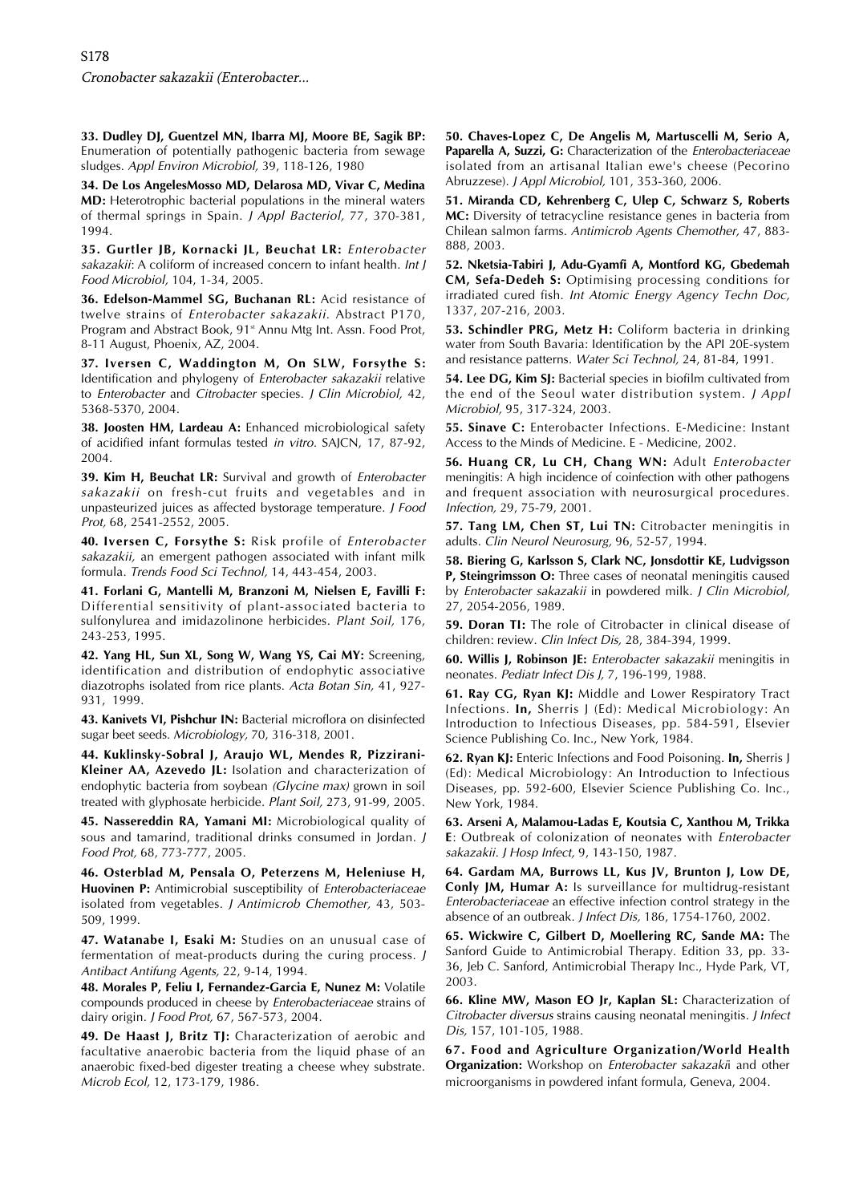**33. Dudley DJ, Guentzel MN, Ibarra MJ, Moore BE, Sagik BP:** Enumeration of potentially pathogenic bacteria from sewage sludges. *Appl Environ Microbiol,* 39, 118-126, 1980

**34. De Los AngelesMosso MD, Delarosa MD, Vivar C, Medina MD:** Heterotrophic bacterial populations in the mineral waters of thermal springs in Spain. *J Appl Bacteriol,* 77, 370-381, 1994.

**35. Gurtler JB, Kornacki JL, Beuchat LR:** *Enterobacter sakazakii*: A coliform of increased concern to infant health. *Int J Food Microbiol,* 104, 1-34, 2005.

**36. Edelson-Mammel SG, Buchanan RL:** Acid resistance of twelve strains of *Enterobacter sakazakii*. Abstract P170, Program and Abstract Book, 91st Annu Mtg Int. Assn. Food Prot, 8-11 August, Phoenix, AZ, 2004.

**37. Iversen C, Waddington M, On SLW, Forsythe S:** Identification and phylogeny of *Enterobacter sakazakii* relative to *Enterobacter* and *Citrobacter* species. *J Clin Microbiol,* 42, 5368-5370, 2004.

**38. Joosten HM, Lardeau A:** Enhanced microbiological safety of acidified infant formulas tested *in vitro.* SAJCN, 17, 87-92, 2004.

**39. Kim H, Beuchat LR:** Survival and growth of *Enterobacter sakazakii* on fresh-cut fruits and vegetables and in unpasteurized juices as affected bystorage temperature. *J Food Prot,* 68, 2541-2552, 2005.

**40. Iversen C, Forsythe S:** Risk profile of *Enterobacter sakazakii,* an emergent pathogen associated with infant milk formula. *Trends Food Sci Technol,* 14, 443-454, 2003.

**41. Forlani G, Mantelli M, Branzoni M, Nielsen E, Favilli F:** Differential sensitivity of plant-associated bacteria to sulfonylurea and imidazolinone herbicides. *Plant Soil,* 176, 243-253, 1995.

**42. Yang HL, Sun XL, Song W, Wang YS, Cai MY:** Screening, identification and distribution of endophytic associative diazotrophs isolated from rice plants. *Acta Botan Sin,* 41, 927-931, 1999.

**43. Kanivets VI, Pishchur IN:** Bacterial microflora on disinfected sugar beet seeds. *Microbiology,* 70, 316-318, 2001.

**44. Kuklinsky-Sobral J, Araujo WL, Mendes R, Pizzirani-Kleiner AA, Azevedo JL:** Isolation and characterization of endophytic bacteria from soybean *(Glycine max)* grown in soil treated with glyphosate herbicide. *Plant Soil,* 273, 91-99, 2005.

**45. Nassereddin RA, Yamani MI:** Microbiological quality of sous and tamarind, traditional drinks consumed in Jordan. *J Food Prot,* 68, 773-777, 2005.

**46. Osterblad M, Pensala O, Peterzens M, Heleniuse H, Huovinen P:** Antimicrobial susceptibility of *Enterobacteriaceae* isolated from vegetables. *J Antimicrob Chemother,* 43, 503-509, 1999.

**47. Watanabe I, Esaki M:** Studies on an unusual case of fermentation of meat-products during the curing process. *J Antibact Antifung Agents,* 22, 9-14, 1994.

**48. Morales P, Feliu I, Fernandez-Garcia E, Nunez M:** Volatile compounds produced in cheese by *Enterobacteriaceae* strains of dairy origin. *J Food Prot,* 67, 567-573, 2004.

**49. De Haast J, Britz TJ:** Characterization of aerobic and facultative anaerobic bacteria from the liquid phase of an anaerobic fixed-bed digester treating a cheese whey substrate. *Microb Ecol,* 12, 173-179, 1986.

**50. Chaves-Lopez C, De Angelis M, Martuscelli M, Serio A, Paparella A, Suzzi, G:** Characterization of the *Enterobacteriaceae* isolated from an artisanal Italian ewe's cheese (Pecorino Abruzzese). *J Appl Microbiol,* 101, 353-360, 2006.

**51. Miranda CD, Kehrenberg C, Ulep C, Schwarz S, Roberts MC:** Diversity of tetracycline resistance genes in bacteria from Chilean salmon farms. *Antimicrob Agents Chemother,* 47, 883-888, 2003.

**52. Nketsia-Tabiri J, Adu-Gyamfi A, Montford KG, Gbedemah CM, Sefa-Dedeh S:** Optimising processing conditions for irradiated cured fish. *Int Atomic Energy Agency Techn Doc,* 1337, 207-216, 2003.

**53. Schindler PRG, Metz H:** Coliform bacteria in drinking water from South Bavaria: Identification by the API 20E-system and resistance patterns. *Water Sci Technol,* 24, 81-84, 1991.

**54. Lee DG, Kim SJ:** Bacterial species in biofilm cultivated from the end of the Seoul water distribution system. *J Appl Microbiol,* 95, 317-324, 2003.

**55. Sinave C:** Enterobacter Infections. E-Medicine: Instant Access to the Minds of Medicine. E - Medicine, 2002.

**56. Huang CR, Lu CH, Chang WN:** Adult *Enterobacter* meningitis: A high incidence of coinfection with other pathogens and frequent association with neurosurgical procedures. *Infection,* 29, 75-79, 2001.

**57. Tang LM, Chen ST, Lui TN:** Citrobacter meningitis in adults. *Clin Neurol Neurosurg,* 96, 52-57, 1994.

**58. Biering G, Karlsson S, Clark NC, Jonsdottir KE, Ludvigsson P, Steingrimsson O:** Three cases of neonatal meningitis caused by *Enterobacter sakazakii* in powdered milk. *J Clin Microbiol,* 27, 2054-2056, 1989.

**59. Doran TI:** The role of Citrobacter in clinical disease of children: review. *Clin Infect Dis,* 28, 384-394, 1999.

**60. Willis J, Robinson JE:** *Enterobacter sakazakii* meningitis in neonates. *Pediatr Infect Dis J,* 7, 196-199, 1988.

**61. Ray CG, Ryan KJ:** Middle and Lower Respiratory Tract Infections. **In,** Sherris J (Ed): Medical Microbiology: An Introduction to Infectious Diseases, pp. 584-591, Elsevier Science Publishing Co. Inc., New York, 1984.

**62. Ryan KJ:** Enteric Infections and Food Poisoning. **In,** Sherris J (Ed): Medical Microbiology: An Introduction to Infectious Diseases, pp. 592-600, Elsevier Science Publishing Co. Inc., New York, 1984.

**63. Arseni A, Malamou-Ladas E, Koutsia C, Xanthou M, Trikka E**: Outbreak of colonization of neonates with *Enterobacter sakazakii*. *J Hosp Infect,* 9, 143-150, 1987.

**64. Gardam MA, Burrows LL, Kus JV, Brunton J, Low DE, Conly JM, Humar A:** Is surveillance for multidrug-resistant *Enterobacteriaceae* an effective infection control strategy in the absence of an outbreak. *J Infect Dis,* 186, 1754-1760, 2002.

**65. Wickwire C, Gilbert D, Moellering RC, Sande MA:** The Sanford Guide to Antimicrobial Therapy. Edition 33, pp. 33-36, Jeb C. Sanford, Antimicrobial Therapy Inc., Hyde Park, VT, 2003.

**66. Kline MW, Mason EO Jr, Kaplan SL:** Characterization of *Citrobacter diversus* strains causing neonatal meningitis. *J Infect Dis,* 157, 101-105, 1988.

**67. Food and Agriculture Organization/World Health Organization:** Workshop on *Enterobacter sakazaki*i and other microorganisms in powdered infant formula, Geneva, 2004.